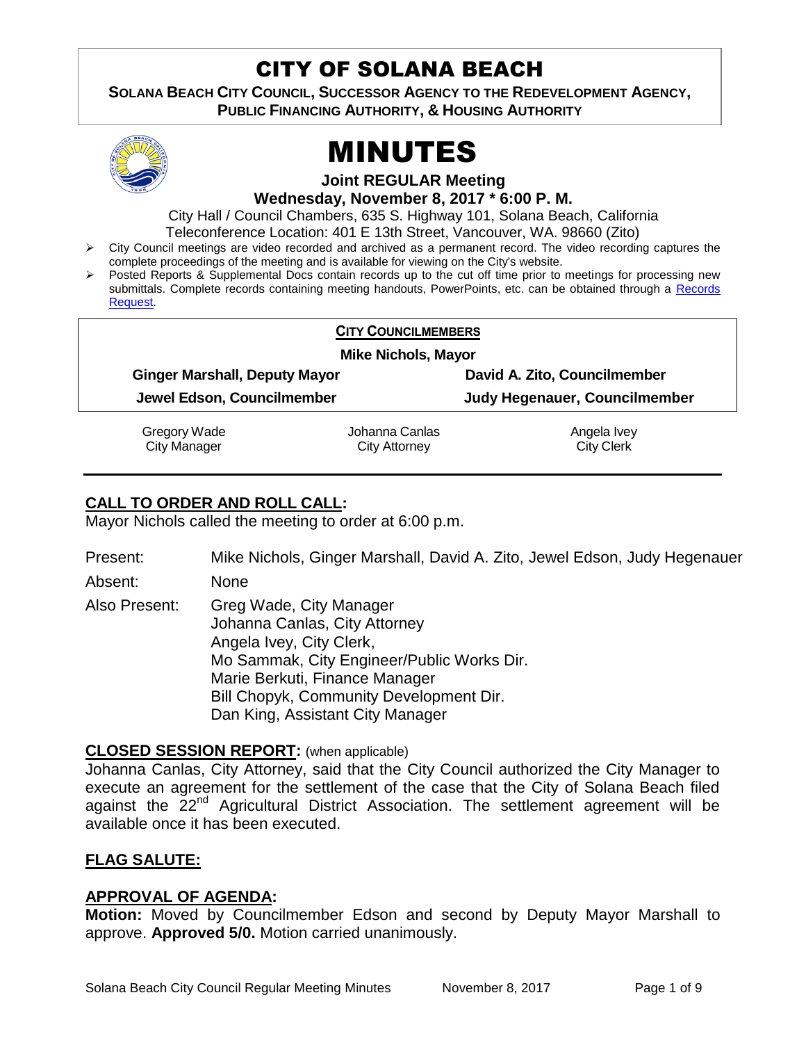# CITY OF SOLANA BEACH

**SOLANA BEACH CITY COUNCIL, SUCCESSOR AGENCY TO THE REDEVELOPMENT AGENCY, PUBLIC FINANCING AUTHORITY, & HOUSING AUTHORITY**

# MINUTES

**Joint REGULAR Meeting**
**Wednesday, November 8, 2017 * 6:00 P. M.**

City Hall / Council Chambers, 635 S. Highway 101, Solana Beach, California
Teleconference Location: 401 E 13th Street, Vancouver, WA. 98660 (Zito)

- City Council meetings are video recorded and archived as a permanent record. The video recording captures the complete proceedings of the meeting and is available for viewing on the City's website.
- Posted Reports & Supplemental Docs contain records up to the cut off time prior to meetings for processing new submittals. Complete records containing meeting handouts, PowerPoints, etc. can be obtained through a Records Request.

**CITY COUNCILMEMBERS**

**Mike Nichols, Mayor**

| | |
|---|---|
| **Ginger Marshall, Deputy Mayor** | **David A. Zito, Councilmember** |
| **Jewel Edson, Councilmember** | **Judy Hegenauer, Councilmember** |

| | | |
|---|---|---|
| Gregory Wade<br>City Manager | Johanna Canlas<br>City Attorney | Angela Ivey<br>City Clerk |

## CALL TO ORDER AND ROLL CALL:

Mayor Nichols called the meeting to order at 6:00 p.m.

Present: Mike Nichols, Ginger Marshall, David A. Zito, Jewel Edson, Judy Hegenauer

Absent: None

Also Present: Greg Wade, City Manager
Johanna Canlas, City Attorney
Angela Ivey, City Clerk,
Mo Sammak, City Engineer/Public Works Dir.
Marie Berkuti, Finance Manager
Bill Chopyk, Community Development Dir.
Dan King, Assistant City Manager

## CLOSED SESSION REPORT: (when applicable)

Johanna Canlas, City Attorney, said that the City Council authorized the City Manager to execute an agreement for the settlement of the case that the City of Solana Beach filed against the 22nd Agricultural District Association. The settlement agreement will be available once it has been executed.

## FLAG SALUTE:

## APPROVAL OF AGENDA:

**Motion:** Moved by Councilmember Edson and second by Deputy Mayor Marshall to approve. **Approved 5/0.** Motion carried unanimously.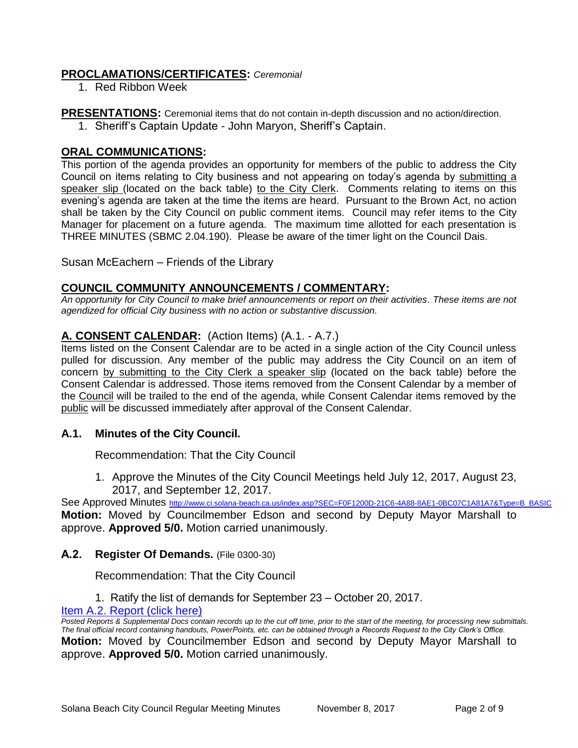## **PROCLAMATIONS/CERTIFICATES:** *Ceremonial*

1. Red Ribbon Week

## **PRESENTATIONS:** Ceremonial items that do not contain in-depth discussion and no action/direction.

1. Sheriff's Captain Update - John Maryon, Sheriff's Captain.

## **ORAL COMMUNICATIONS:**

This portion of the agenda provides an opportunity for members of the public to address the City Council on items relating to City business and not appearing on today's agenda by submitting a speaker slip (located on the back table) to the City Clerk. Comments relating to items on this evening's agenda are taken at the time the items are heard. Pursuant to the Brown Act, no action shall be taken by the City Council on public comment items. Council may refer items to the City Manager for placement on a future agenda. The maximum time allotted for each presentation is THREE MINUTES (SBMC 2.04.190). Please be aware of the timer light on the Council Dais.

Susan McEachern – Friends of the Library

## **COUNCIL COMMUNITY ANNOUNCEMENTS / COMMENTARY:**

*An opportunity for City Council to make brief announcements or report on their activities. These items are not agendized for official City business with no action or substantive discussion.*

## **A. CONSENT CALENDAR:** (Action Items) (A.1. - A.7.)

Items listed on the Consent Calendar are to be acted in a single action of the City Council unless pulled for discussion. Any member of the public may address the City Council on an item of concern by submitting to the City Clerk a speaker slip (located on the back table) before the Consent Calendar is addressed. Those items removed from the Consent Calendar by a member of the Council will be trailed to the end of the agenda, while Consent Calendar items removed by the public will be discussed immediately after approval of the Consent Calendar.

### **A.1. Minutes of the City Council.**

Recommendation: That the City Council

1. Approve the Minutes of the City Council Meetings held July 12, 2017, August 23, 2017, and September 12, 2017.

See Approved Minutes http://www.ci.solana-beach.ca.us/index.asp?SEC=F0F1200D-21C6-4A88-8AE1-0BC07C1A81A7&Type=B_BASIC

**Motion:** Moved by Councilmember Edson and second by Deputy Mayor Marshall to approve. **Approved 5/0.** Motion carried unanimously.

### **A.2. Register Of Demands.** (File 0300-30)

Recommendation: That the City Council

1. Ratify the list of demands for September 23 – October 20, 2017.

Item A.2. Report (click here)

*Posted Reports & Supplemental Docs contain records up to the cut off time, prior to the start of the meeting, for processing new submittals. The final official record containing handouts, PowerPoints, etc. can be obtained through a Records Request to the City Clerk's Office.*

**Motion:** Moved by Councilmember Edson and second by Deputy Mayor Marshall to approve. **Approved 5/0.** Motion carried unanimously.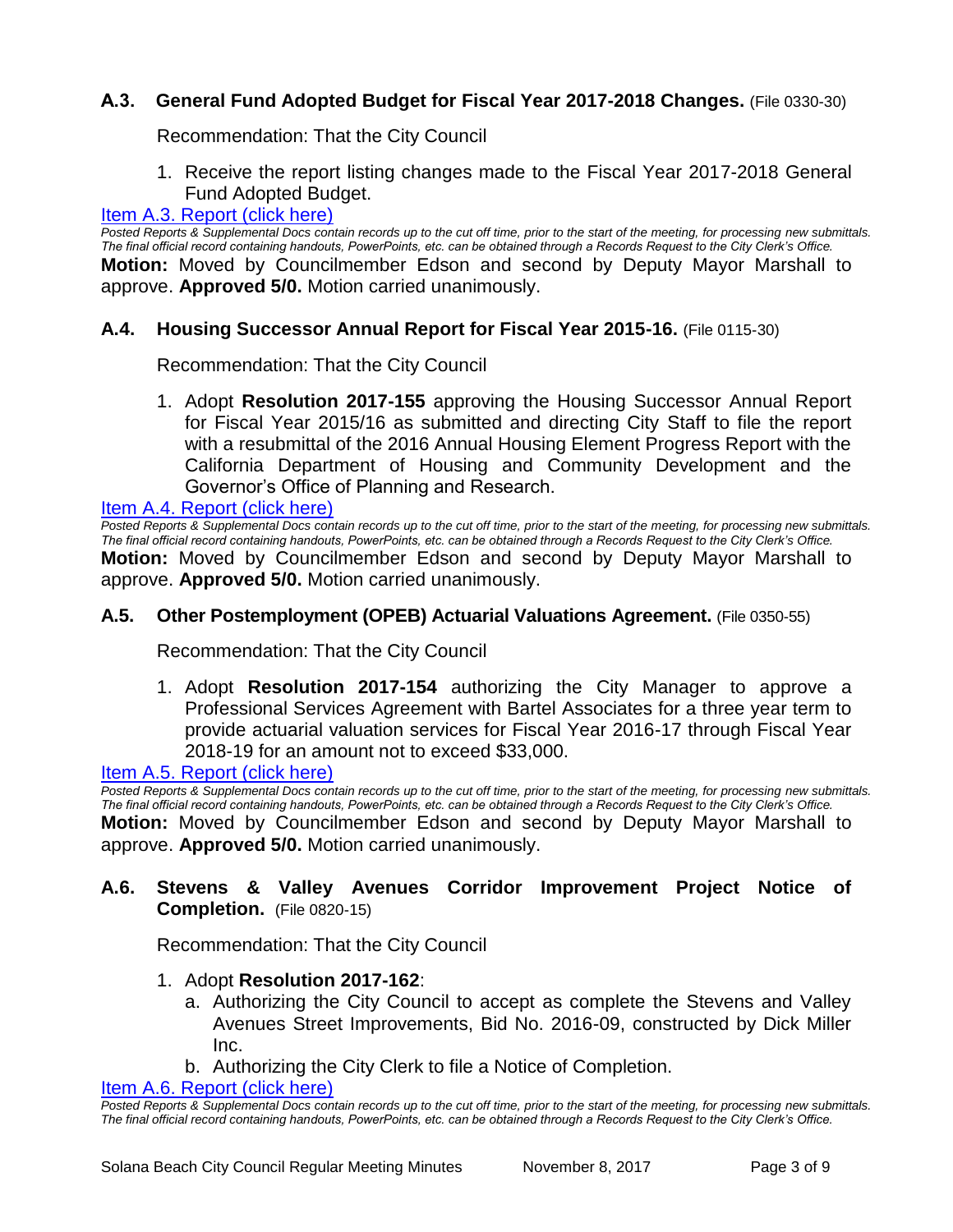### A.3. General Fund Adopted Budget for Fiscal Year 2017-2018 Changes. (File 0330-30)

Recommendation: That the City Council

1. Receive the report listing changes made to the Fiscal Year 2017-2018 General Fund Adopted Budget.

[Item A.3. Report (click here)]

*Posted Reports & Supplemental Docs contain records up to the cut off time, prior to the start of the meeting, for processing new submittals. The final official record containing handouts, PowerPoints, etc. can be obtained through a Records Request to the City Clerk's Office.*

**Motion:** Moved by Councilmember Edson and second by Deputy Mayor Marshall to approve. **Approved 5/0.** Motion carried unanimously.

### A.4. Housing Successor Annual Report for Fiscal Year 2015-16. (File 0115-30)

Recommendation: That the City Council

1. Adopt **Resolution 2017-155** approving the Housing Successor Annual Report for Fiscal Year 2015/16 as submitted and directing City Staff to file the report with a resubmittal of the 2016 Annual Housing Element Progress Report with the California Department of Housing and Community Development and the Governor's Office of Planning and Research.

[Item A.4. Report (click here)]

*Posted Reports & Supplemental Docs contain records up to the cut off time, prior to the start of the meeting, for processing new submittals. The final official record containing handouts, PowerPoints, etc. can be obtained through a Records Request to the City Clerk's Office.*

**Motion:** Moved by Councilmember Edson and second by Deputy Mayor Marshall to approve. **Approved 5/0.** Motion carried unanimously.

### A.5. Other Postemployment (OPEB) Actuarial Valuations Agreement. (File 0350-55)

Recommendation: That the City Council

1. Adopt **Resolution 2017-154** authorizing the City Manager to approve a Professional Services Agreement with Bartel Associates for a three year term to provide actuarial valuation services for Fiscal Year 2016-17 through Fiscal Year 2018-19 for an amount not to exceed $33,000.

[Item A.5. Report (click here)]

*Posted Reports & Supplemental Docs contain records up to the cut off time, prior to the start of the meeting, for processing new submittals. The final official record containing handouts, PowerPoints, etc. can be obtained through a Records Request to the City Clerk's Office.*

**Motion:** Moved by Councilmember Edson and second by Deputy Mayor Marshall to approve. **Approved 5/0.** Motion carried unanimously.

### A.6. Stevens & Valley Avenues Corridor Improvement Project Notice of Completion. (File 0820-15)

Recommendation: That the City Council

1. Adopt **Resolution 2017-162**:
   a. Authorizing the City Council to accept as complete the Stevens and Valley Avenues Street Improvements, Bid No. 2016-09, constructed by Dick Miller Inc.
   b. Authorizing the City Clerk to file a Notice of Completion.

[Item A.6. Report (click here)]

*Posted Reports & Supplemental Docs contain records up to the cut off time, prior to the start of the meeting, for processing new submittals. The final official record containing handouts, PowerPoints, etc. can be obtained through a Records Request to the City Clerk's Office.*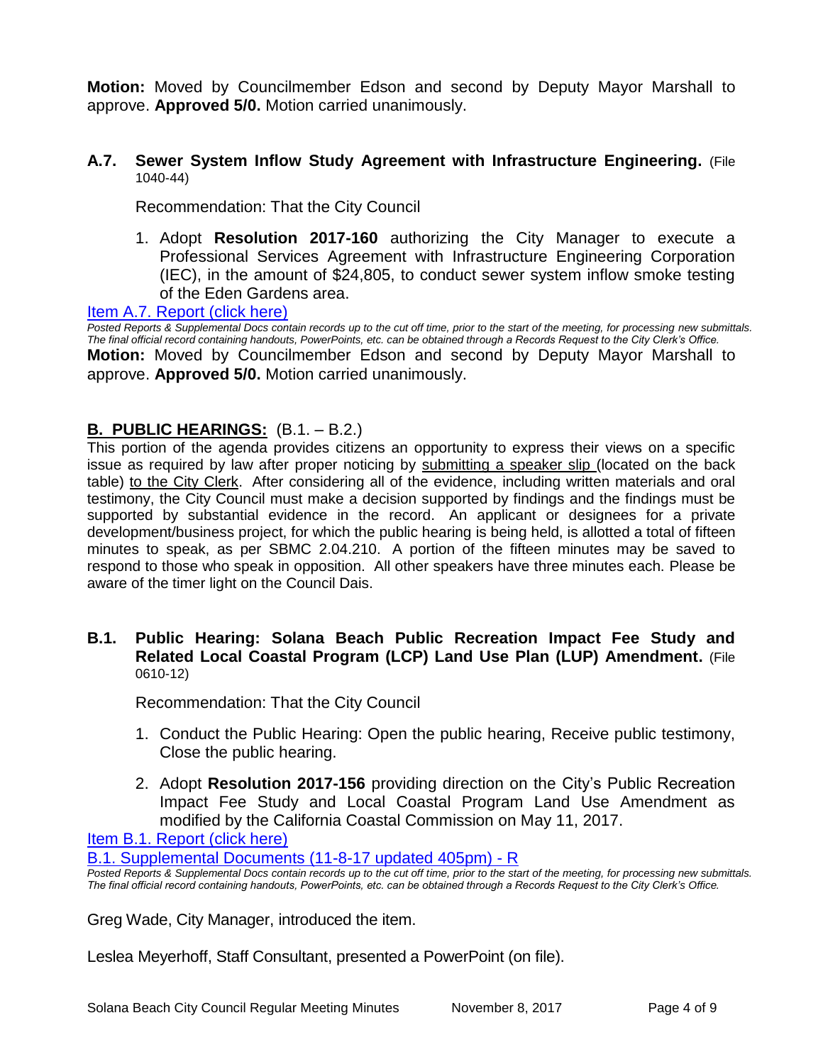**Motion:** Moved by Councilmember Edson and second by Deputy Mayor Marshall to approve. **Approved 5/0.** Motion carried unanimously.

### A.7. Sewer System Inflow Study Agreement with Infrastructure Engineering. (File 1040-44)

Recommendation: That the City Council

1. Adopt **Resolution 2017-160** authorizing the City Manager to execute a Professional Services Agreement with Infrastructure Engineering Corporation (IEC), in the amount of $24,805, to conduct sewer system inflow smoke testing of the Eden Gardens area.

Item A.7. Report (click here)

*Posted Reports & Supplemental Docs contain records up to the cut off time, prior to the start of the meeting, for processing new submittals. The final official record containing handouts, PowerPoints, etc. can be obtained through a Records Request to the City Clerk's Office.*

**Motion:** Moved by Councilmember Edson and second by Deputy Mayor Marshall to approve. **Approved 5/0.** Motion carried unanimously.

## B. PUBLIC HEARINGS: (B.1. – B.2.)

This portion of the agenda provides citizens an opportunity to express their views on a specific issue as required by law after proper noticing by submitting a speaker slip (located on the back table) to the City Clerk. After considering all of the evidence, including written materials and oral testimony, the City Council must make a decision supported by findings and the findings must be supported by substantial evidence in the record. An applicant or designees for a private development/business project, for which the public hearing is being held, is allotted a total of fifteen minutes to speak, as per SBMC 2.04.210. A portion of the fifteen minutes may be saved to respond to those who speak in opposition. All other speakers have three minutes each. Please be aware of the timer light on the Council Dais.

### B.1. Public Hearing: Solana Beach Public Recreation Impact Fee Study and Related Local Coastal Program (LCP) Land Use Plan (LUP) Amendment. (File 0610-12)

Recommendation: That the City Council

1. Conduct the Public Hearing: Open the public hearing, Receive public testimony, Close the public hearing.
2. Adopt **Resolution 2017-156** providing direction on the City's Public Recreation Impact Fee Study and Local Coastal Program Land Use Amendment as modified by the California Coastal Commission on May 11, 2017.

Item B.1. Report (click here)

B.1. Supplemental Documents (11-8-17 updated 405pm) - R

*Posted Reports & Supplemental Docs contain records up to the cut off time, prior to the start of the meeting, for processing new submittals. The final official record containing handouts, PowerPoints, etc. can be obtained through a Records Request to the City Clerk's Office.*

Greg Wade, City Manager, introduced the item.

Leslea Meyerhoff, Staff Consultant, presented a PowerPoint (on file).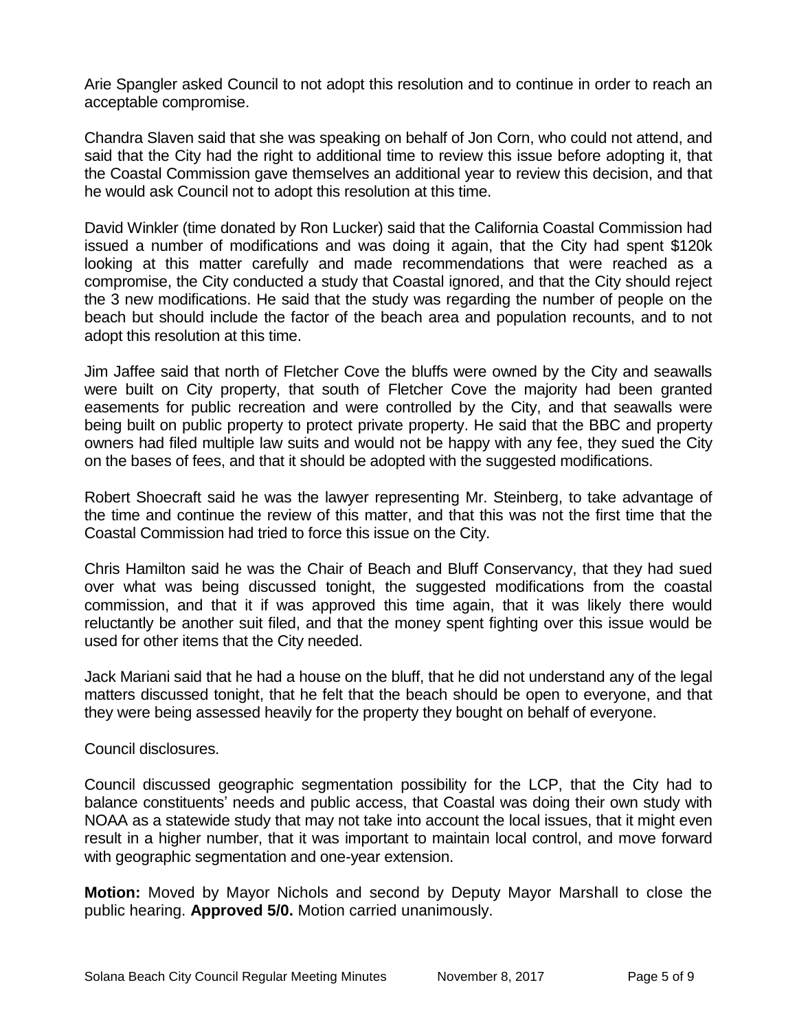Arie Spangler asked Council to not adopt this resolution and to continue in order to reach an acceptable compromise.

Chandra Slaven said that she was speaking on behalf of Jon Corn, who could not attend, and said that the City had the right to additional time to review this issue before adopting it, that the Coastal Commission gave themselves an additional year to review this decision, and that he would ask Council not to adopt this resolution at this time.

David Winkler (time donated by Ron Lucker) said that the California Coastal Commission had issued a number of modifications and was doing it again, that the City had spent $120k looking at this matter carefully and made recommendations that were reached as a compromise, the City conducted a study that Coastal ignored, and that the City should reject the 3 new modifications. He said that the study was regarding the number of people on the beach but should include the factor of the beach area and population recounts, and to not adopt this resolution at this time.

Jim Jaffee said that north of Fletcher Cove the bluffs were owned by the City and seawalls were built on City property, that south of Fletcher Cove the majority had been granted easements for public recreation and were controlled by the City, and that seawalls were being built on public property to protect private property. He said that the BBC and property owners had filed multiple law suits and would not be happy with any fee, they sued the City on the bases of fees, and that it should be adopted with the suggested modifications.

Robert Shoecraft said he was the lawyer representing Mr. Steinberg, to take advantage of the time and continue the review of this matter, and that this was not the first time that the Coastal Commission had tried to force this issue on the City.

Chris Hamilton said he was the Chair of Beach and Bluff Conservancy, that they had sued over what was being discussed tonight, the suggested modifications from the coastal commission, and that it if was approved this time again, that it was likely there would reluctantly be another suit filed, and that the money spent fighting over this issue would be used for other items that the City needed.

Jack Mariani said that he had a house on the bluff, that he did not understand any of the legal matters discussed tonight, that he felt that the beach should be open to everyone, and that they were being assessed heavily for the property they bought on behalf of everyone.

Council disclosures.

Council discussed geographic segmentation possibility for the LCP, that the City had to balance constituents' needs and public access, that Coastal was doing their own study with NOAA as a statewide study that may not take into account the local issues, that it might even result in a higher number, that it was important to maintain local control, and move forward with geographic segmentation and one-year extension.

**Motion:** Moved by Mayor Nichols and second by Deputy Mayor Marshall to close the public hearing. **Approved 5/0.** Motion carried unanimously.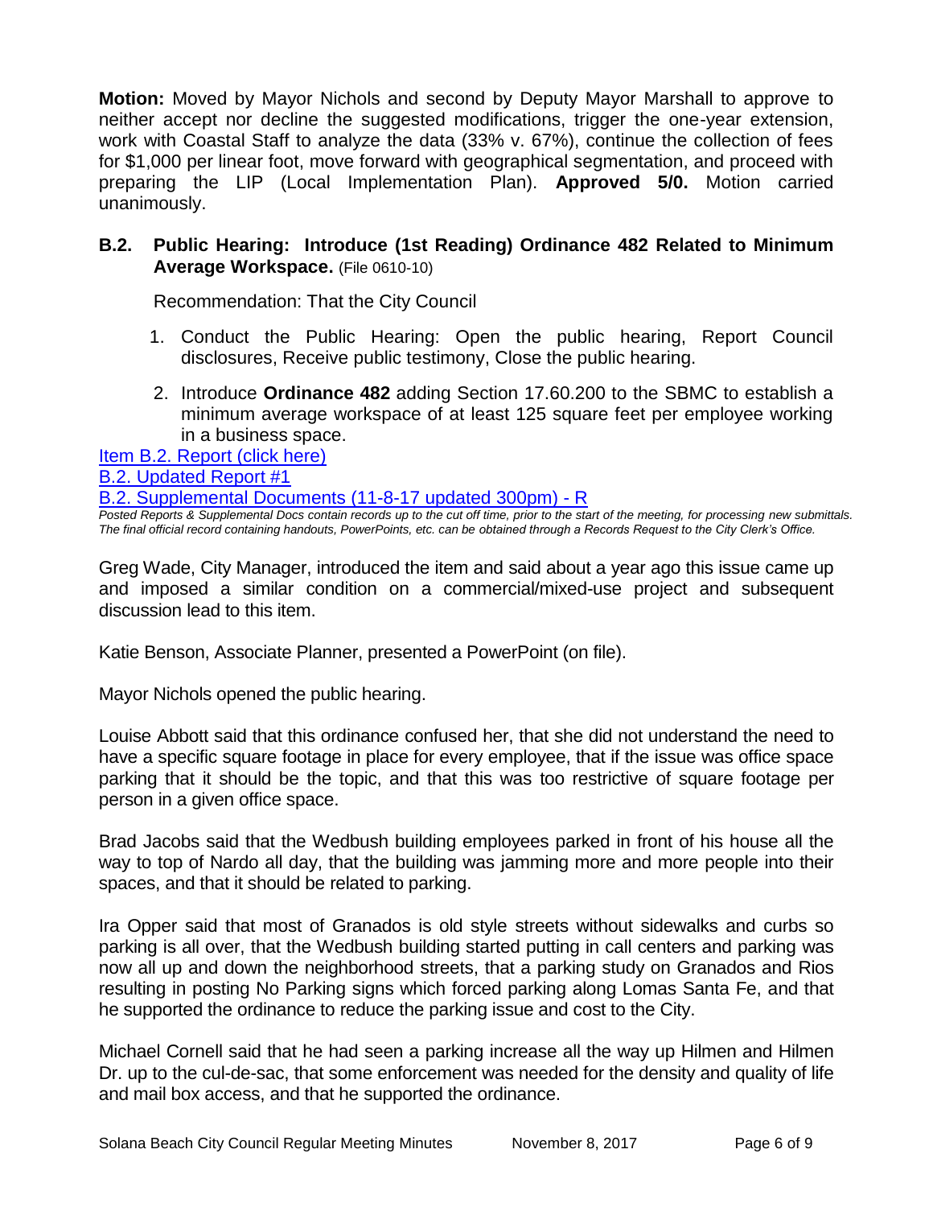**Motion:** Moved by Mayor Nichols and second by Deputy Mayor Marshall to approve to neither accept nor decline the suggested modifications, trigger the one-year extension, work with Coastal Staff to analyze the data (33% v. 67%), continue the collection of fees for $1,000 per linear foot, move forward with geographical segmentation, and proceed with preparing the LIP (Local Implementation Plan). **Approved 5/0.** Motion carried unanimously.

### B.2. Public Hearing: Introduce (1st Reading) Ordinance 482 Related to Minimum Average Workspace. (File 0610-10)

Recommendation: That the City Council

1. Conduct the Public Hearing: Open the public hearing, Report Council disclosures, Receive public testimony, Close the public hearing.
2. Introduce **Ordinance 482** adding Section 17.60.200 to the SBMC to establish a minimum average workspace of at least 125 square feet per employee working in a business space.

[Item B.2. Report (click here)]
[B.2. Updated Report #1]
[B.2. Supplemental Documents (11-8-17 updated 300pm) - R]

*Posted Reports & Supplemental Docs contain records up to the cut off time, prior to the start of the meeting, for processing new submittals. The final official record containing handouts, PowerPoints, etc. can be obtained through a Records Request to the City Clerk's Office.*

Greg Wade, City Manager, introduced the item and said about a year ago this issue came up and imposed a similar condition on a commercial/mixed-use project and subsequent discussion lead to this item.

Katie Benson, Associate Planner, presented a PowerPoint (on file).

Mayor Nichols opened the public hearing.

Louise Abbott said that this ordinance confused her, that she did not understand the need to have a specific square footage in place for every employee, that if the issue was office space parking that it should be the topic, and that this was too restrictive of square footage per person in a given office space.

Brad Jacobs said that the Wedbush building employees parked in front of his house all the way to top of Nardo all day, that the building was jamming more and more people into their spaces, and that it should be related to parking.

Ira Opper said that most of Granados is old style streets without sidewalks and curbs so parking is all over, that the Wedbush building started putting in call centers and parking was now all up and down the neighborhood streets, that a parking study on Granados and Rios resulting in posting No Parking signs which forced parking along Lomas Santa Fe, and that he supported the ordinance to reduce the parking issue and cost to the City.

Michael Cornell said that he had seen a parking increase all the way up Hilmen and Hilmen Dr. up to the cul-de-sac, that some enforcement was needed for the density and quality of life and mail box access, and that he supported the ordinance.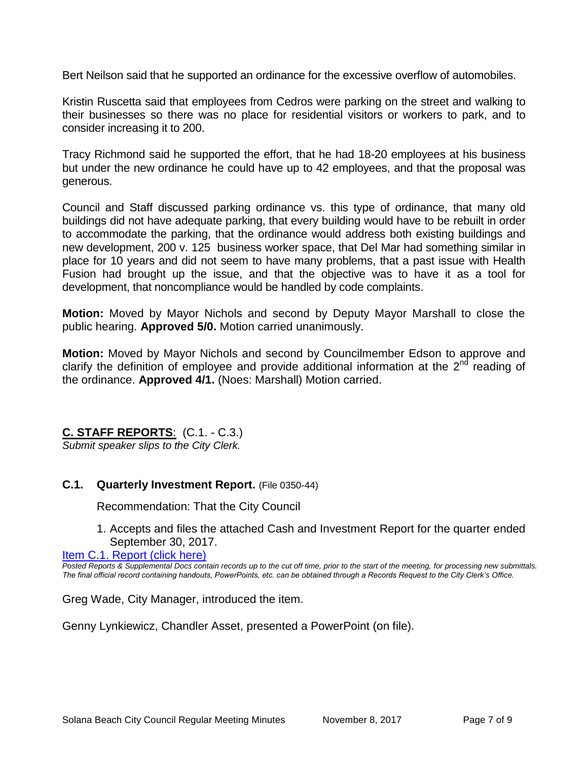Bert Neilson said that he supported an ordinance for the excessive overflow of automobiles.

Kristin Ruscetta said that employees from Cedros were parking on the street and walking to their businesses so there was no place for residential visitors or workers to park, and to consider increasing it to 200.

Tracy Richmond said he supported the effort, that he had 18-20 employees at his business but under the new ordinance he could have up to 42 employees, and that the proposal was generous.

Council and Staff discussed parking ordinance vs. this type of ordinance, that many old buildings did not have adequate parking, that every building would have to be rebuilt in order to accommodate the parking, that the ordinance would address both existing buildings and new development, 200 v. 125 business worker space, that Del Mar had something similar in place for 10 years and did not seem to have many problems, that a past issue with Health Fusion had brought up the issue, and that the objective was to have it as a tool for development, that noncompliance would be handled by code complaints.

**Motion:** Moved by Mayor Nichols and second by Deputy Mayor Marshall to close the public hearing. **Approved 5/0.** Motion carried unanimously.

**Motion:** Moved by Mayor Nichols and second by Councilmember Edson to approve and clarify the definition of employee and provide additional information at the 2nd reading of the ordinance. **Approved 4/1.** (Noes: Marshall) Motion carried.

## C. STAFF REPORTS: (C.1. - C.3.)

*Submit speaker slips to the City Clerk.*

### C.1. Quarterly Investment Report. (File 0350-44)

Recommendation: That the City Council

1. Accepts and files the attached Cash and Investment Report for the quarter ended September 30, 2017.

Item C.1. Report (click here)

*Posted Reports & Supplemental Docs contain records up to the cut off time, prior to the start of the meeting, for processing new submittals. The final official record containing handouts, PowerPoints, etc. can be obtained through a Records Request to the City Clerk's Office.*

Greg Wade, City Manager, introduced the item.

Genny Lynkiewicz, Chandler Asset, presented a PowerPoint (on file).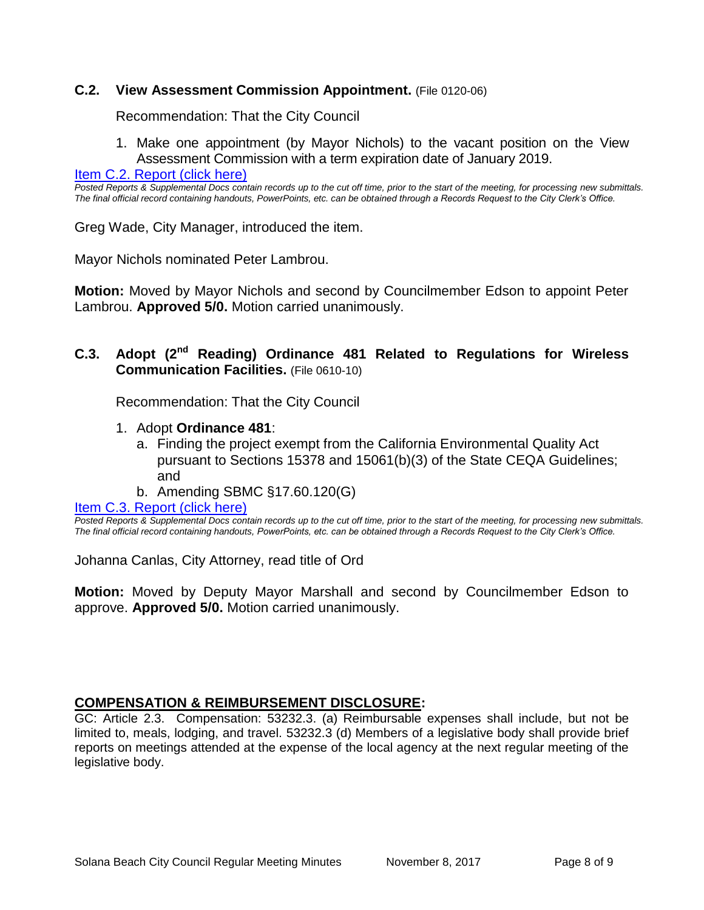### C.2. View Assessment Commission Appointment. (File 0120-06)

Recommendation: That the City Council

1. Make one appointment (by Mayor Nichols) to the vacant position on the View Assessment Commission with a term expiration date of January 2019.

[Item C.2. Report (click here)](#)

*Posted Reports & Supplemental Docs contain records up to the cut off time, prior to the start of the meeting, for processing new submittals. The final official record containing handouts, PowerPoints, etc. can be obtained through a Records Request to the City Clerk's Office.*

Greg Wade, City Manager, introduced the item.

Mayor Nichols nominated Peter Lambrou.

**Motion:** Moved by Mayor Nichols and second by Councilmember Edson to appoint Peter Lambrou. **Approved 5/0.** Motion carried unanimously.

### C.3. Adopt (2nd Reading) Ordinance 481 Related to Regulations for Wireless Communication Facilities. (File 0610-10)

Recommendation: That the City Council

1. Adopt **Ordinance 481**:
   a. Finding the project exempt from the California Environmental Quality Act pursuant to Sections 15378 and 15061(b)(3) of the State CEQA Guidelines; and
   b. Amending SBMC §17.60.120(G)

[Item C.3. Report (click here)](#)

*Posted Reports & Supplemental Docs contain records up to the cut off time, prior to the start of the meeting, for processing new submittals. The final official record containing handouts, PowerPoints, etc. can be obtained through a Records Request to the City Clerk's Office.*

Johanna Canlas, City Attorney, read title of Ord

**Motion:** Moved by Deputy Mayor Marshall and second by Councilmember Edson to approve. **Approved 5/0.** Motion carried unanimously.

## COMPENSATION & REIMBURSEMENT DISCLOSURE:

GC: Article 2.3. Compensation: 53232.3. (a) Reimbursable expenses shall include, but not be limited to, meals, lodging, and travel. 53232.3 (d) Members of a legislative body shall provide brief reports on meetings attended at the expense of the local agency at the next regular meeting of the legislative body.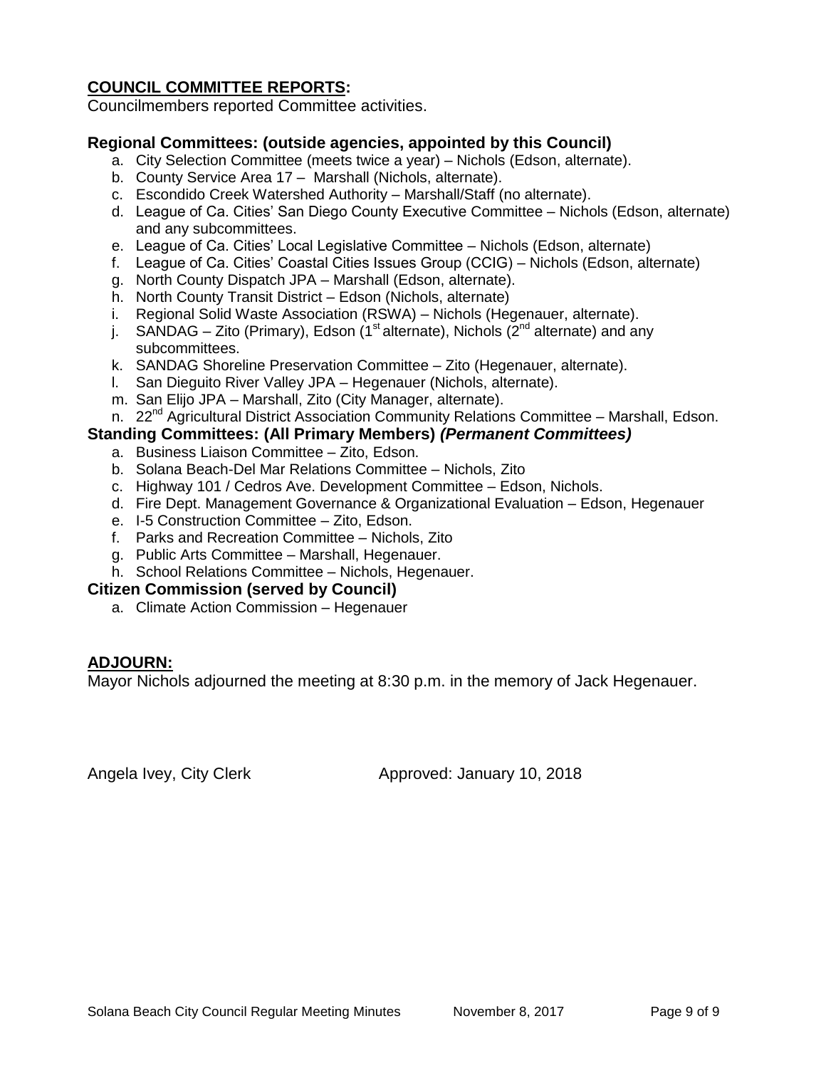## **COUNCIL COMMITTEE REPORTS:**

Councilmembers reported Committee activities.

### **Regional Committees: (outside agencies, appointed by this Council)**

a. City Selection Committee (meets twice a year) – Nichols (Edson, alternate).
b. County Service Area 17 – Marshall (Nichols, alternate).
c. Escondido Creek Watershed Authority – Marshall/Staff (no alternate).
d. League of Ca. Cities' San Diego County Executive Committee – Nichols (Edson, alternate) and any subcommittees.
e. League of Ca. Cities' Local Legislative Committee – Nichols (Edson, alternate)
f. League of Ca. Cities' Coastal Cities Issues Group (CCIG) – Nichols (Edson, alternate)
g. North County Dispatch JPA – Marshall (Edson, alternate).
h. North County Transit District – Edson (Nichols, alternate)
i. Regional Solid Waste Association (RSWA) – Nichols (Hegenauer, alternate).
j. SANDAG – Zito (Primary), Edson (1st alternate), Nichols (2nd alternate) and any subcommittees.
k. SANDAG Shoreline Preservation Committee – Zito (Hegenauer, alternate).
l. San Dieguito River Valley JPA – Hegenauer (Nichols, alternate).
m. San Elijo JPA – Marshall, Zito (City Manager, alternate).
n. 22nd Agricultural District Association Community Relations Committee – Marshall, Edson.

### **Standing Committees: (All Primary Members) *(Permanent Committees)***

a. Business Liaison Committee – Zito, Edson.
b. Solana Beach-Del Mar Relations Committee – Nichols, Zito
c. Highway 101 / Cedros Ave. Development Committee – Edson, Nichols.
d. Fire Dept. Management Governance & Organizational Evaluation – Edson, Hegenauer
e. I-5 Construction Committee – Zito, Edson.
f. Parks and Recreation Committee – Nichols, Zito
g. Public Arts Committee – Marshall, Hegenauer.
h. School Relations Committee – Nichols, Hegenauer.

### **Citizen Commission (served by Council)**

a. Climate Action Commission – Hegenauer

## **ADJOURN:**

Mayor Nichols adjourned the meeting at 8:30 p.m. in the memory of Jack Hegenauer.

Angela Ivey, City Clerk Approved: January 10, 2018